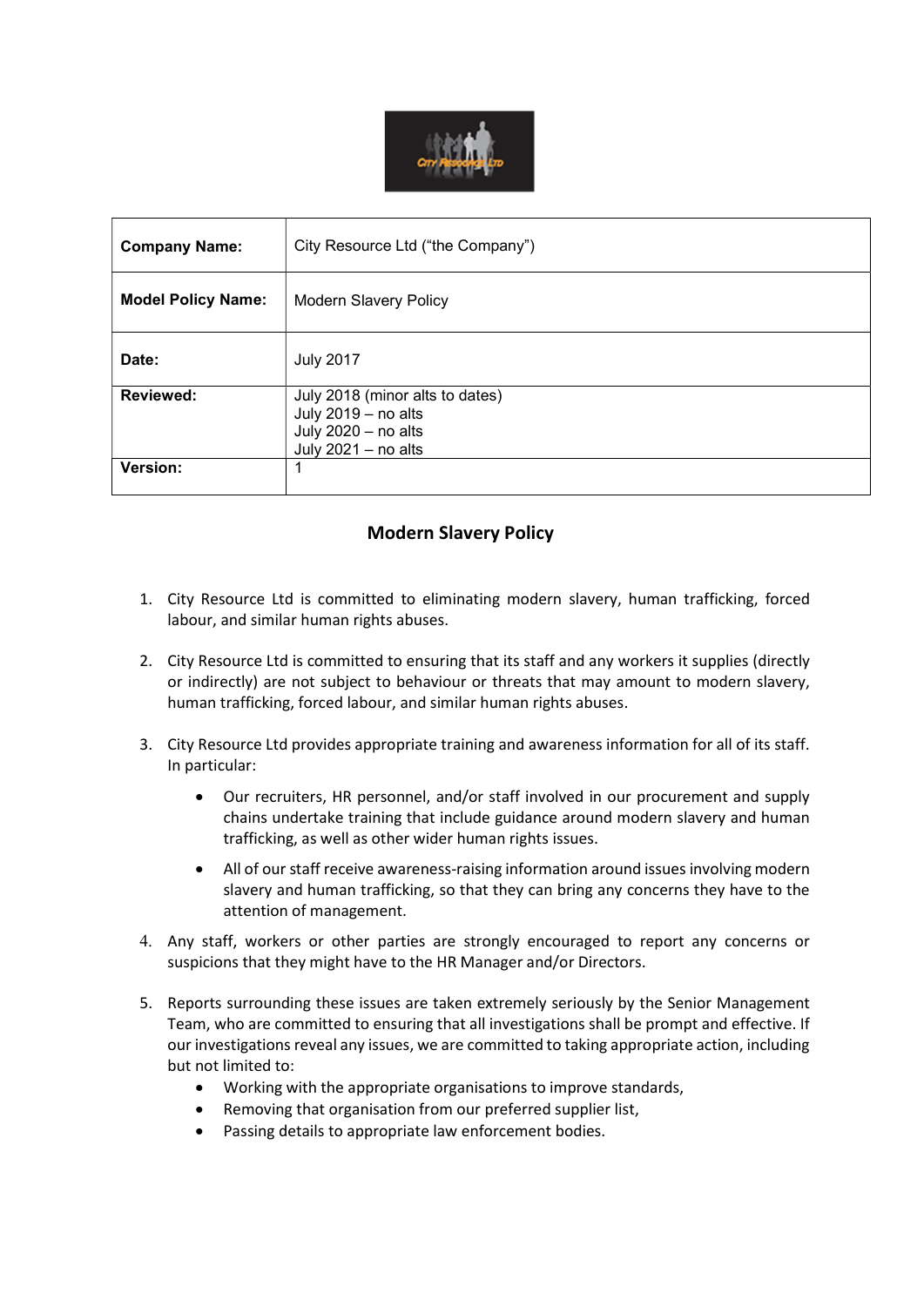| **Company Name:** | City Resource Ltd ("the Company") |
|---|---|
| **Model Policy Name:** | Modern Slavery Policy |
| **Date:** | July 2017 |
| **Reviewed:** | July 2018 (minor alts to dates)<br>July 2019 – no alts<br>July 2020 – no alts<br>July 2021 – no alts |
| **Version:** | 1 |

# Modern Slavery Policy

1. City Resource Ltd is committed to eliminating modern slavery, human trafficking, forced labour, and similar human rights abuses.

2. City Resource Ltd is committed to ensuring that its staff and any workers it supplies (directly or indirectly) are not subject to behaviour or threats that may amount to modern slavery, human trafficking, forced labour, and similar human rights abuses.

3. City Resource Ltd provides appropriate training and awareness information for all of its staff. In particular:

   - Our recruiters, HR personnel, and/or staff involved in our procurement and supply chains undertake training that include guidance around modern slavery and human trafficking, as well as other wider human rights issues.

   - All of our staff receive awareness-raising information around issues involving modern slavery and human trafficking, so that they can bring any concerns they have to the attention of management.

4. Any staff, workers or other parties are strongly encouraged to report any concerns or suspicions that they might have to the HR Manager and/or Directors.

5. Reports surrounding these issues are taken extremely seriously by the Senior Management Team, who are committed to ensuring that all investigations shall be prompt and effective. If our investigations reveal any issues, we are committed to taking appropriate action, including but not limited to:
   - Working with the appropriate organisations to improve standards,
   - Removing that organisation from our preferred supplier list,
   - Passing details to appropriate law enforcement bodies.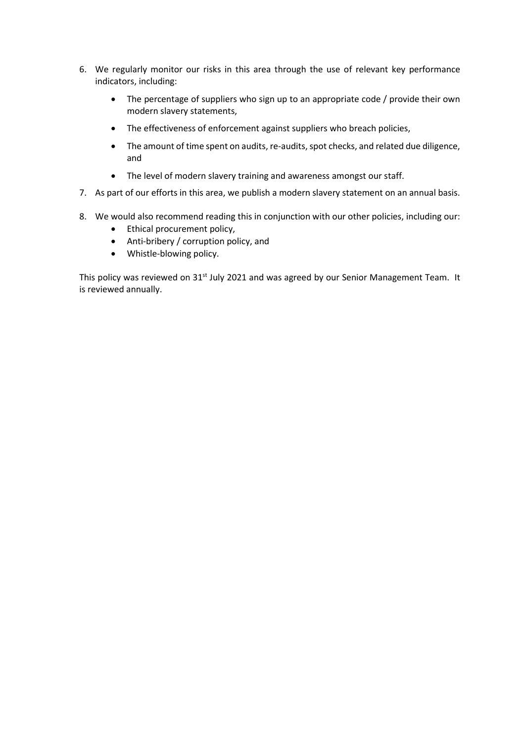6. We regularly monitor our risks in this area through the use of relevant key performance indicators, including:

    - The percentage of suppliers who sign up to an appropriate code / provide their own modern slavery statements,
    - The effectiveness of enforcement against suppliers who breach policies,
    - The amount of time spent on audits, re-audits, spot checks, and related due diligence, and
    - The level of modern slavery training and awareness amongst our staff.

7. As part of our efforts in this area, we publish a modern slavery statement on an annual basis.

8. We would also recommend reading this in conjunction with our other policies, including our:
    - Ethical procurement policy,
    - Anti-bribery / corruption policy, and
    - Whistle-blowing policy.

This policy was reviewed on 31st July 2021 and was agreed by our Senior Management Team. It is reviewed annually.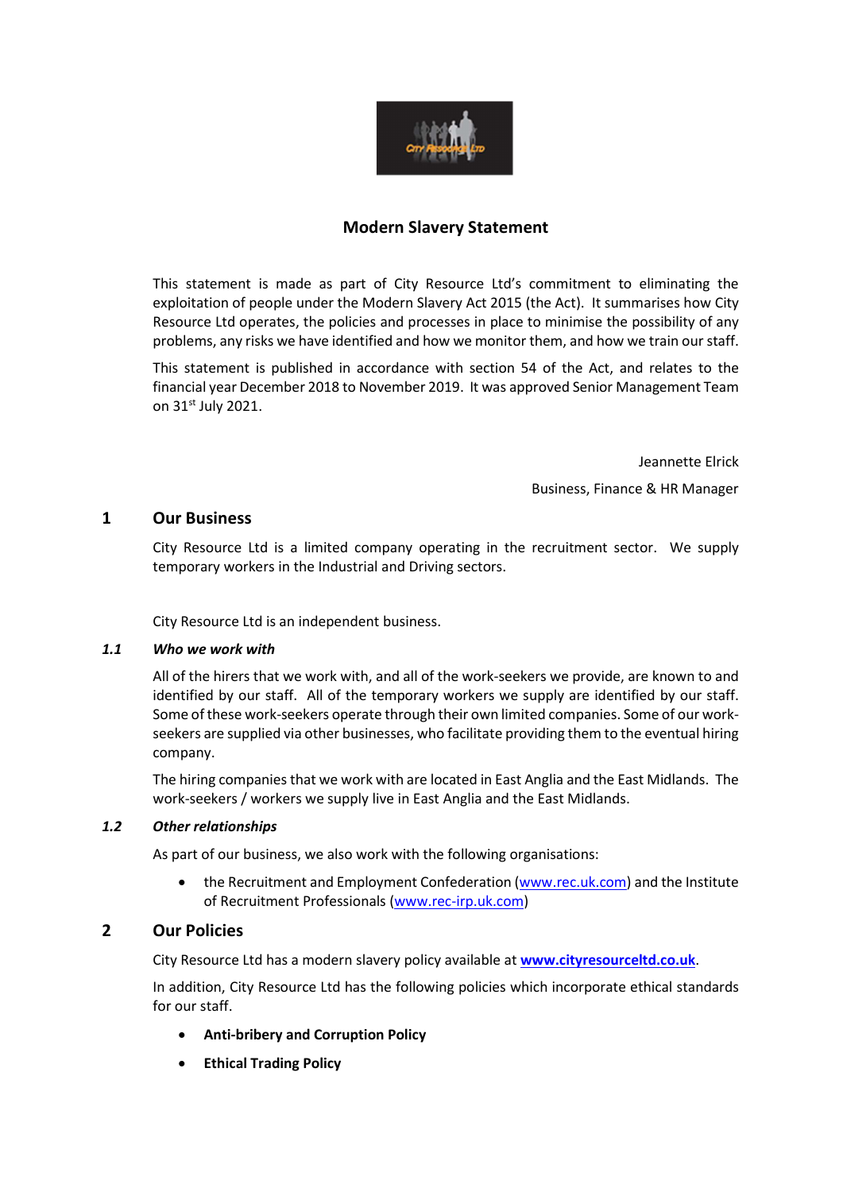# Modern Slavery Statement

This statement is made as part of City Resource Ltd's commitment to eliminating the exploitation of people under the Modern Slavery Act 2015 (the Act). It summarises how City Resource Ltd operates, the policies and processes in place to minimise the possibility of any problems, any risks we have identified and how we monitor them, and how we train our staff.

This statement is published in accordance with section 54 of the Act, and relates to the financial year December 2018 to November 2019. It was approved Senior Management Team on 31st July 2021.

Jeannette Elrick

Business, Finance & HR Manager

## 1 Our Business

City Resource Ltd is a limited company operating in the recruitment sector. We supply temporary workers in the Industrial and Driving sectors.

City Resource Ltd is an independent business.

### *1.1 Who we work with*

All of the hirers that we work with, and all of the work-seekers we provide, are known to and identified by our staff. All of the temporary workers we supply are identified by our staff. Some of these work-seekers operate through their own limited companies. Some of our work-seekers are supplied via other businesses, who facilitate providing them to the eventual hiring company.

The hiring companies that we work with are located in East Anglia and the East Midlands. The work-seekers / workers we supply live in East Anglia and the East Midlands.

### *1.2 Other relationships*

As part of our business, we also work with the following organisations:

- the Recruitment and Employment Confederation (www.rec.uk.com) and the Institute of Recruitment Professionals (www.rec-irp.uk.com)

## 2 Our Policies

City Resource Ltd has a modern slavery policy available at **www.cityresourceltd.co.uk**.

In addition, City Resource Ltd has the following policies which incorporate ethical standards for our staff.

- **Anti-bribery and Corruption Policy**
- **Ethical Trading Policy**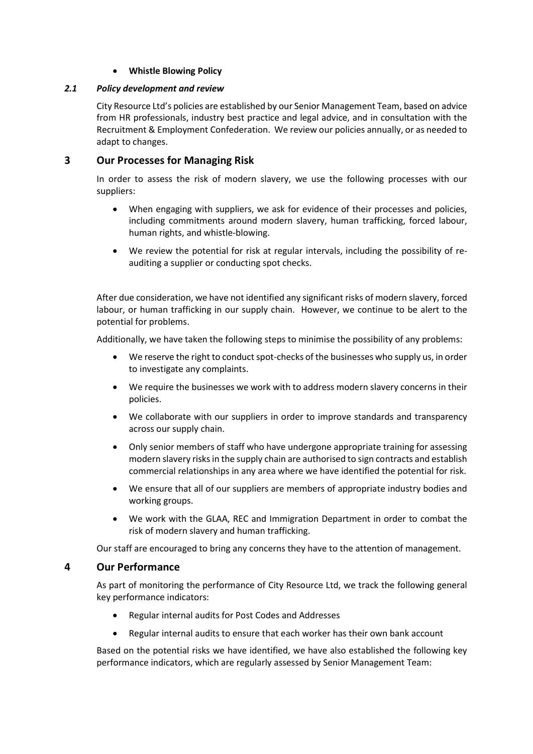- **Whistle Blowing Policy**

### *2.1 Policy development and review*

City Resource Ltd's policies are established by our Senior Management Team, based on advice from HR professionals, industry best practice and legal advice, and in consultation with the Recruitment & Employment Confederation. We review our policies annually, or as needed to adapt to changes.

## 3 Our Processes for Managing Risk

In order to assess the risk of modern slavery, we use the following processes with our suppliers:

- When engaging with suppliers, we ask for evidence of their processes and policies, including commitments around modern slavery, human trafficking, forced labour, human rights, and whistle-blowing.
- We review the potential for risk at regular intervals, including the possibility of re-auditing a supplier or conducting spot checks.

After due consideration, we have not identified any significant risks of modern slavery, forced labour, or human trafficking in our supply chain. However, we continue to be alert to the potential for problems.

Additionally, we have taken the following steps to minimise the possibility of any problems:

- We reserve the right to conduct spot-checks of the businesses who supply us, in order to investigate any complaints.
- We require the businesses we work with to address modern slavery concerns in their policies.
- We collaborate with our suppliers in order to improve standards and transparency across our supply chain.
- Only senior members of staff who have undergone appropriate training for assessing modern slavery risks in the supply chain are authorised to sign contracts and establish commercial relationships in any area where we have identified the potential for risk.
- We ensure that all of our suppliers are members of appropriate industry bodies and working groups.
- We work with the GLAA, REC and Immigration Department in order to combat the risk of modern slavery and human trafficking.

Our staff are encouraged to bring any concerns they have to the attention of management.

## 4 Our Performance

As part of monitoring the performance of City Resource Ltd, we track the following general key performance indicators:

- Regular internal audits for Post Codes and Addresses
- Regular internal audits to ensure that each worker has their own bank account

Based on the potential risks we have identified, we have also established the following key performance indicators, which are regularly assessed by Senior Management Team: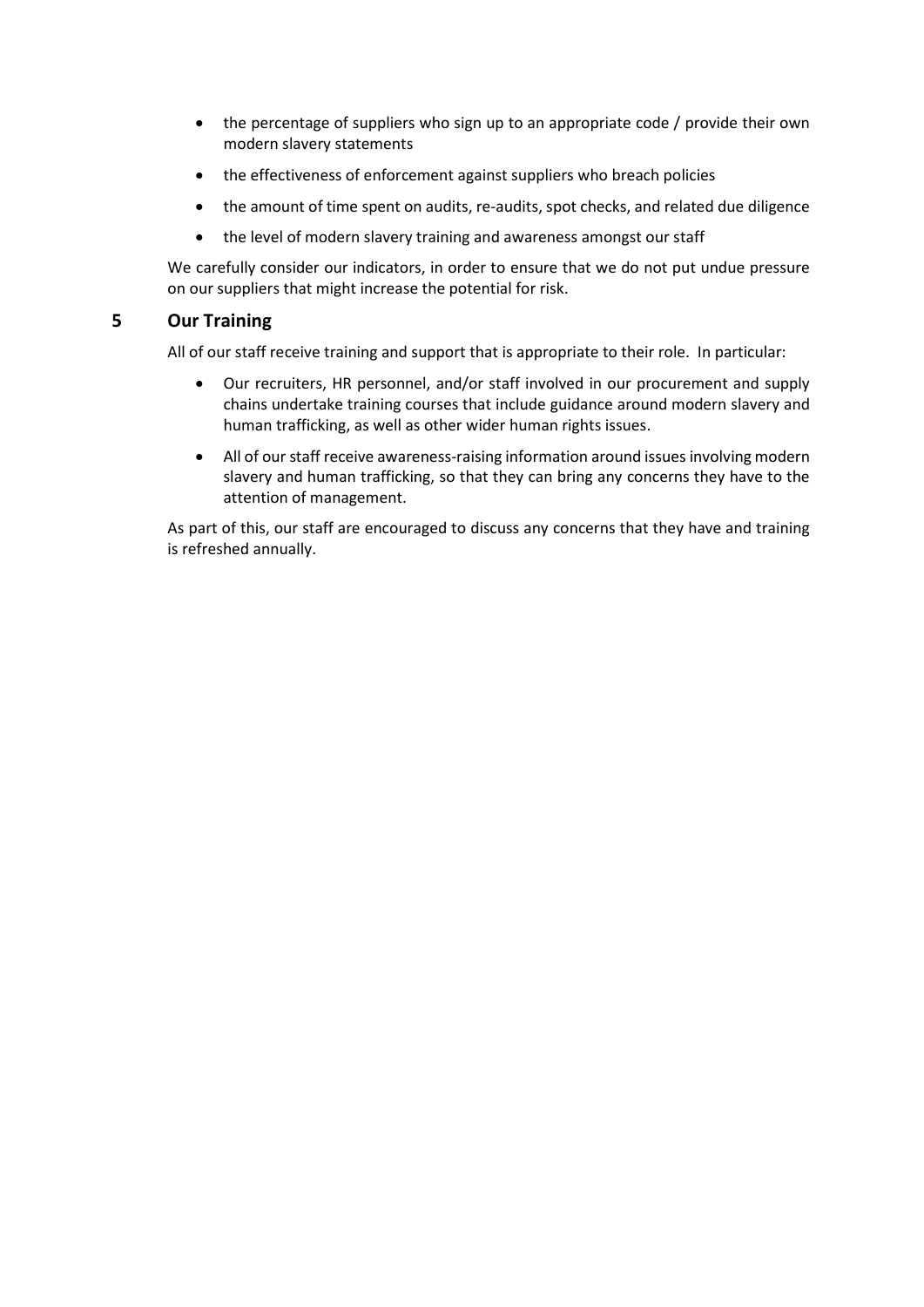- the percentage of suppliers who sign up to an appropriate code / provide their own modern slavery statements
- the effectiveness of enforcement against suppliers who breach policies
- the amount of time spent on audits, re-audits, spot checks, and related due diligence
- the level of modern slavery training and awareness amongst our staff

We carefully consider our indicators, in order to ensure that we do not put undue pressure on our suppliers that might increase the potential for risk.

## 5 Our Training

All of our staff receive training and support that is appropriate to their role. In particular:

- Our recruiters, HR personnel, and/or staff involved in our procurement and supply chains undertake training courses that include guidance around modern slavery and human trafficking, as well as other wider human rights issues.
- All of our staff receive awareness-raising information around issues involving modern slavery and human trafficking, so that they can bring any concerns they have to the attention of management.

As part of this, our staff are encouraged to discuss any concerns that they have and training is refreshed annually.